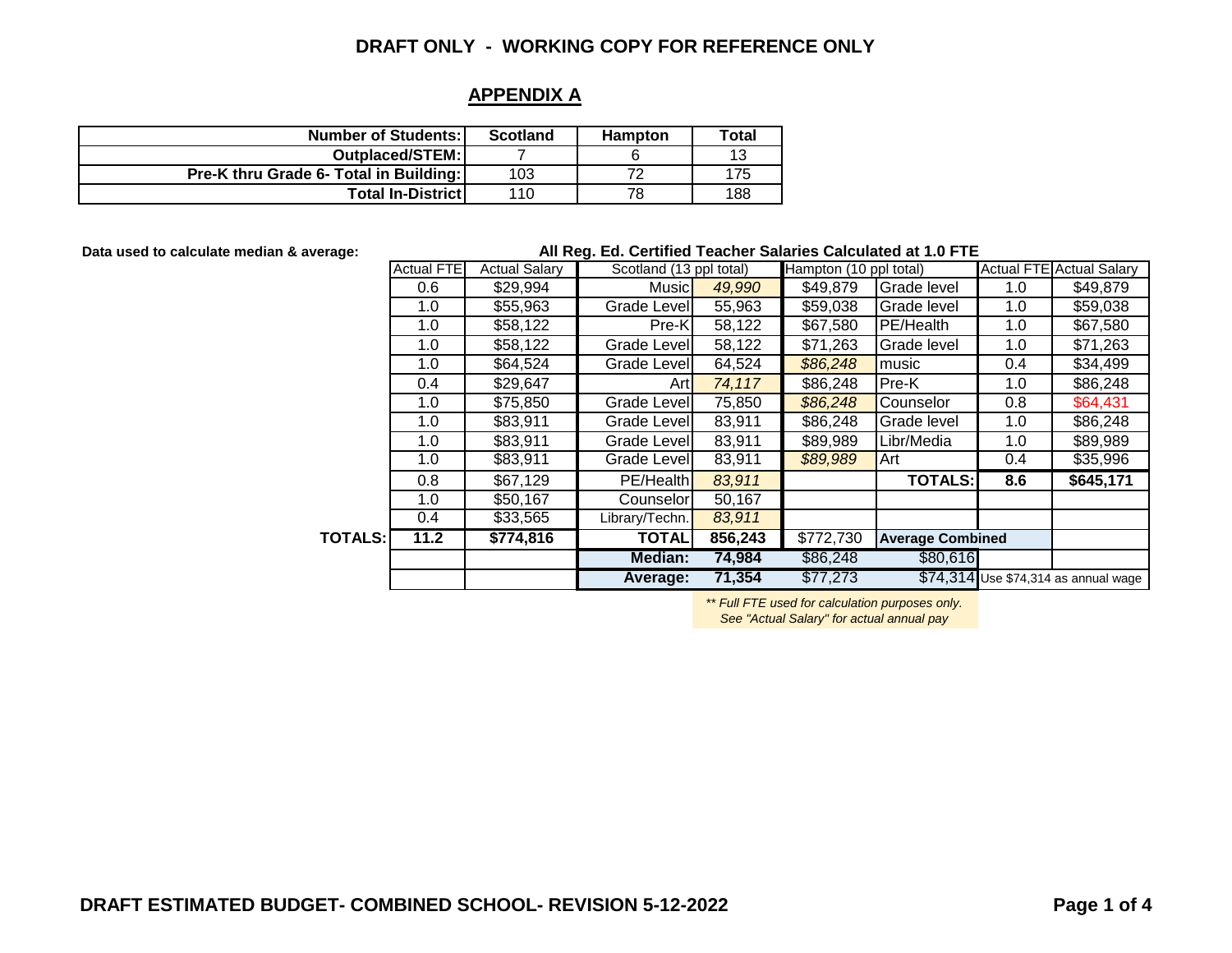**DRAFT ONLY - WORKING COPY FOR REFERENCE ONLY**

## APPENDIX A

| Number of Students: | Scotland | Hampton | Total |
|---|---|---|---|
| Outplaced/STEM: | 7 | 6 | 13 |
| Pre-K thru Grade 6- Total in Building: | 103 | 72 | 175 |
| Total In-District | 110 | 78 | 188 |

**Data used to calculate median & average:**

**All Reg. Ed. Certified Teacher Salaries Calculated at 1.0 FTE**

| | Actual FTE | Actual Salary | Scotland (13 ppl total) | | Hampton (10 ppl total) | | Actual FTE | Actual Salary |
|---|---|---|---|---|---|---|---|---|
| | 0.6 | $29,994 | Music | *49,990* | $49,879 | Grade level | 1.0 | $49,879 |
| | 1.0 | $55,963 | Grade Level | 55,963 | $59,038 | Grade level | 1.0 | $59,038 |
| | 1.0 | $58,122 | Pre-K | 58,122 | $67,580 | PE/Health | 1.0 | $67,580 |
| | 1.0 | $58,122 | Grade Level | 58,122 | $71,263 | Grade level | 1.0 | $71,263 |
| | 1.0 | $64,524 | Grade Level | 64,524 | *$86,248* | music | 0.4 | $34,499 |
| | 0.4 | $29,647 | Art | *74,117* | $86,248 | Pre-K | 1.0 | $86,248 |
| | 1.0 | $75,850 | Grade Level | 75,850 | *$86,248* | Counselor | 0.8 | $64,431 |
| | 1.0 | $83,911 | Grade Level | 83,911 | $86,248 | Grade level | 1.0 | $86,248 |
| | 1.0 | $83,911 | Grade Level | 83,911 | $89,989 | Libr/Media | 1.0 | $89,989 |
| | 1.0 | $83,911 | Grade Level | 83,911 | *$89,989* | Art | 0.4 | $35,996 |
| | 0.8 | $67,129 | PE/Health | *83,911* | | **TOTALS:** | **8.6** | **$645,171** |
| | 1.0 | $50,167 | Counselor | 50,167 | | | | |
| | 0.4 | $33,565 | Library/Techn. | *83,911* | | | | |
| **TOTALS:** | **11.2** | **$774,816** | **TOTAL** | **856,243** | $772,730 | **Average Combined** | | |
| | | | **Median:** | **74,984** | $86,248 | $80,616 | | |
| | | | **Average:** | **71,354** | $77,273 | $74,314 | Use $74,314 as annual wage | |

*\*\* Full FTE used for calculation purposes only. See "Actual Salary" for actual annual pay*

**DRAFT ESTIMATED BUDGET- COMBINED SCHOOL- REVISION 5-12-2022**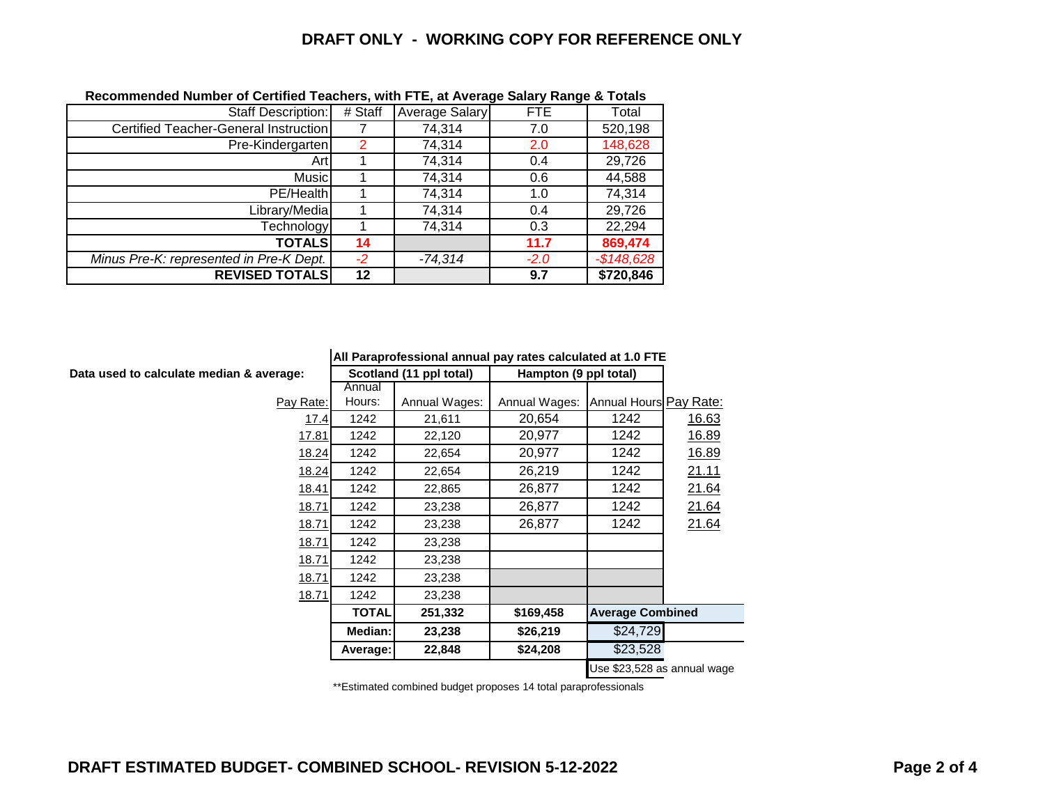**DRAFT ONLY - WORKING COPY FOR REFERENCE ONLY**

**Recommended Number of Certified Teachers, with FTE, at Average Salary Range & Totals**

| Staff Description: | # Staff | Average Salary | FTE | Total |
|---|---|---|---|---|
| Certified Teacher-General Instruction | 7 | 74,314 | 7.0 | 520,198 |
| Pre-Kindergarten | 2 | 74,314 | 2.0 | 148,628 |
| Art | 1 | 74,314 | 0.4 | 29,726 |
| Music | 1 | 74,314 | 0.6 | 44,588 |
| PE/Health | 1 | 74,314 | 1.0 | 74,314 |
| Library/Media | 1 | 74,314 | 0.4 | 29,726 |
| Technology | 1 | 74,314 | 0.3 | 22,294 |
| **TOTALS** | **14** | | **11.7** | **869,474** |
| *Minus Pre-K: represented in Pre-K Dept.* | *-2* | *-74,314* | *-2.0* | *-$148,628* |
| **REVISED TOTALS** | **12** | | **9.7** | **$720,846** |

**All Paraprofessional annual pay rates calculated at 1.0 FTE**

**Data used to calculate median & average:**

| | **Scotland (11 ppl total)** | | **Hampton (9 ppl total)** | | |
|---|---|---|---|---|---|
| Pay Rate: | Annual Hours: | Annual Wages: | Annual Wages: | Annual Hours | Pay Rate: |
| 17.4 | 1242 | 21,611 | 20,654 | 1242 | 16.63 |
| 17.81 | 1242 | 22,120 | 20,977 | 1242 | 16.89 |
| 18.24 | 1242 | 22,654 | 20,977 | 1242 | 16.89 |
| 18.24 | 1242 | 22,654 | 26,219 | 1242 | 21.11 |
| 18.41 | 1242 | 22,865 | 26,877 | 1242 | 21.64 |
| 18.71 | 1242 | 23,238 | 26,877 | 1242 | 21.64 |
| 18.71 | 1242 | 23,238 | 26,877 | 1242 | 21.64 |
| 18.71 | 1242 | 23,238 | | | |
| 18.71 | 1242 | 23,238 | | | |
| 18.71 | 1242 | 23,238 | | | |
| 18.71 | 1242 | 23,238 | | | |
| | **TOTAL** | **251,332** | **$169,458** | **Average Combined** | |
| | **Median:** | **23,238** | **$26,219** | $24,729 | |
| | **Average:** | **22,848** | **$24,208** | $23,528 | |
| | | | | Use $23,528 as annual wage | |

**Estimated combined budget proposes 14 total paraprofessionals

**DRAFT ESTIMATED BUDGET- COMBINED SCHOOL- REVISION 5-12-2022**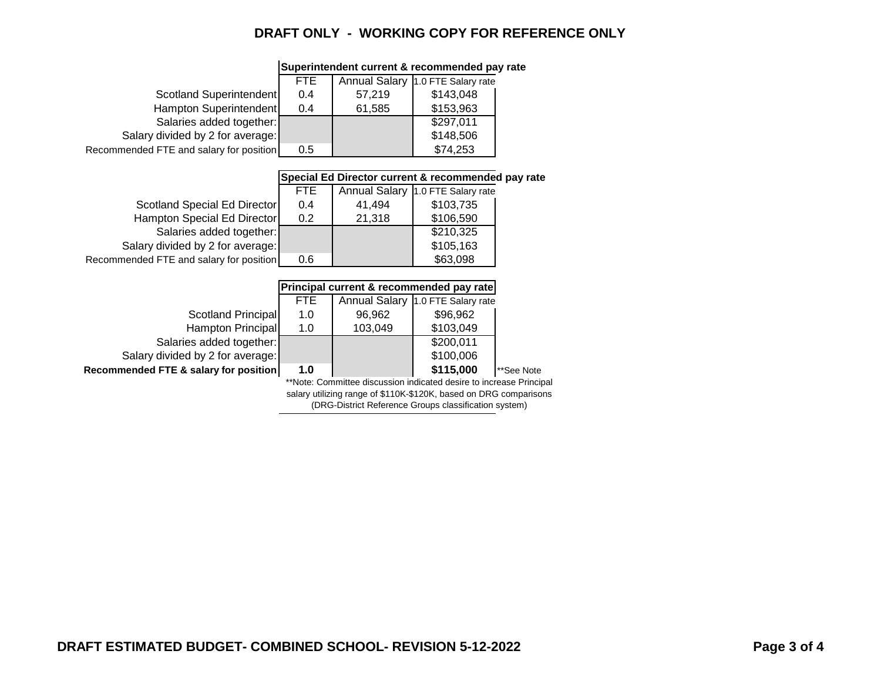**DRAFT ONLY - WORKING COPY FOR REFERENCE ONLY**

| | Superintendent current & recommended pay rate | | |
|---|---|---|---|
| | FTE | Annual Salary | 1.0 FTE Salary rate |
| Scotland Superintendent | 0.4 | 57,219 | $143,048 |
| Hampton Superintendent | 0.4 | 61,585 | $153,963 |
| Salaries added together: | | | $297,011 |
| Salary divided by 2 for average: | | | $148,506 |
| Recommended FTE and salary for position | 0.5 | | $74,253 |

| | Special Ed Director current & recommended pay rate | | |
|---|---|---|---|
| | FTE | Annual Salary | 1.0 FTE Salary rate |
| Scotland Special Ed Director | 0.4 | 41,494 | $103,735 |
| Hampton Special Ed Director | 0.2 | 21,318 | $106,590 |
| Salaries added together: | | | $210,325 |
| Salary divided by 2 for average: | | | $105,163 |
| Recommended FTE and salary for position | 0.6 | | $63,098 |

| | Principal current & recommended pay rate | | | |
|---|---|---|---|---|
| | FTE | Annual Salary | 1.0 FTE Salary rate | |
| Scotland Principal | 1.0 | 96,962 | $96,962 | |
| Hampton Principal | 1.0 | 103,049 | $103,049 | |
| Salaries added together: | | | $200,011 | |
| Salary divided by 2 for average: | | | $100,006 | |
| **Recommended FTE & salary for position** | **1.0** | | **$115,000** | **See Note |

**Note: Committee discussion indicated desire to increase Principal salary utilizing range of $110K-$120K, based on DRG comparisons (DRG-District Reference Groups classification system)

**DRAFT ESTIMATED BUDGET- COMBINED SCHOOL- REVISION 5-12-2022**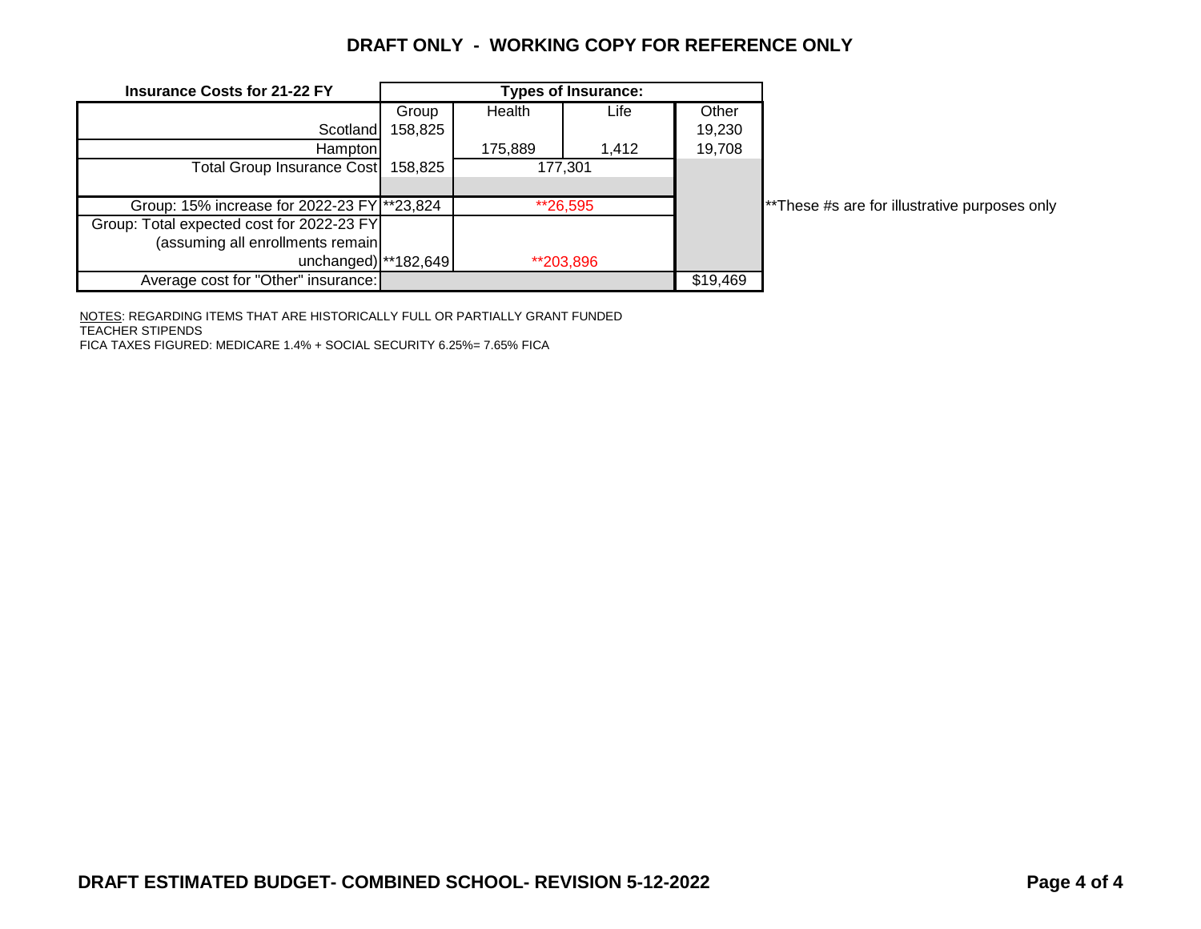**DRAFT ONLY - WORKING COPY FOR REFERENCE ONLY**

| Insurance Costs for 21-22 FY | Types of Insurance: | | | |
|---|---|---|---|---|
| | Group | Health | Life | Other |
| Scotland | 158,825 | | | 19,230 |
| Hampton | | 175,889 | 1,412 | 19,708 |
| Total Group Insurance Cost | 158,825 | 177,301 | | |
| | | | | |
| Group: 15% increase for 2022-23 FY | **23,824 | **26,595 | | |
| Group: Total expected cost for 2022-23 FY (assuming all enrollments remain unchanged) | **182,649 | **203,896 | | |
| Average cost for "Other" insurance: | | | | $19,469 |

**These #s are for illustrative purposes only

NOTES: REGARDING ITEMS THAT ARE HISTORICALLY FULL OR PARTIALLY GRANT FUNDED
TEACHER STIPENDS
FICA TAXES FIGURED: MEDICARE 1.4% + SOCIAL SECURITY 6.25%= 7.65% FICA

**DRAFT ESTIMATED BUDGET- COMBINED SCHOOL- REVISION 5-12-2022**